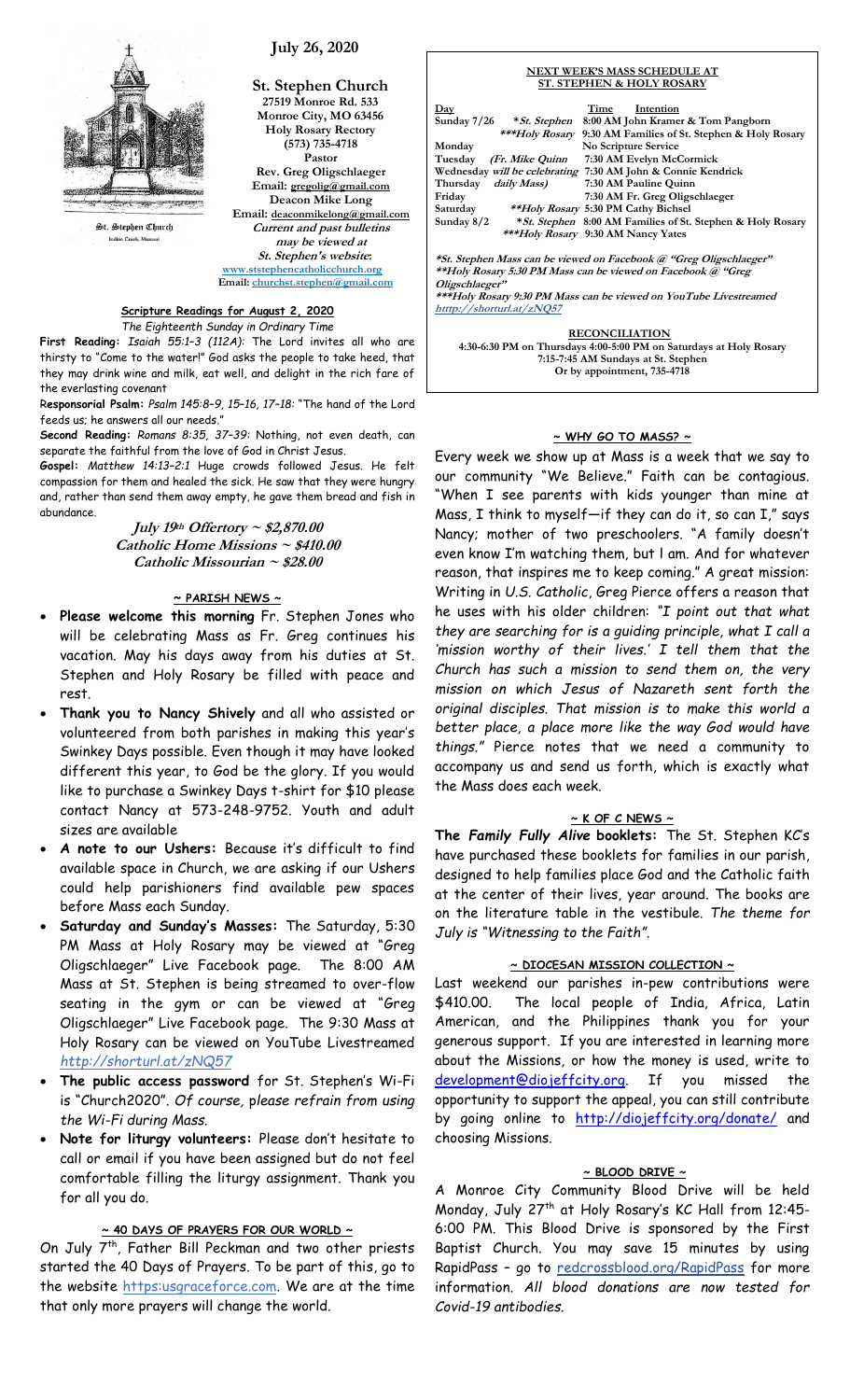St. Stephen Church
Indian Creek, Missouri

**July 26, 2020**

**St. Stephen Church**
**27519 Monroe Rd. 533**
**Monroe City, MO 63456**
**Holy Rosary Rectory**
**(573) 735-4718**
**Pastor**
**Rev. Greg Oligschlaeger**
**Email: gregolig@gmail.com**
**Deacon Mike Long**
**Email: deaconmikelong@gmail.com**
***Current and past bulletins may be viewed at St. Stephen's website:***
**www.ststephencatholicchurch.org**
**Email: churchst.stephen@gmail.com**

### Scripture Readings for August 2, 2020

*The Eighteenth Sunday in Ordinary Time*

**First Reading:** *Isaiah 55:1–3 (112A):* The Lord invites all who are thirsty to "Come to the water!" God asks the people to take heed, that they may drink wine and milk, eat well, and delight in the rich fare of the everlasting covenant

**Responsorial Psalm:** *Psalm 145:8–9, 15–16, 17–18:* "The hand of the Lord feeds us; he answers all our needs."

**Second Reading:** *Romans 8:35, 37–39:* Nothing, not even death, can separate the faithful from the love of God in Christ Jesus.

**Gospel:** *Matthew 14:13–2:1* Huge crowds followed Jesus. He felt compassion for them and healed the sick. He saw that they were hungry and, rather than send them away empty, he gave them bread and fish in abundance.

***July 19th Offertory ~ $2,870.00***
***Catholic Home Missions ~ $410.00***
***Catholic Missourian ~ $28.00***

### ~ PARISH NEWS ~

- **Please welcome this morning** Fr. Stephen Jones who will be celebrating Mass as Fr. Greg continues his vacation. May his days away from his duties at St. Stephen and Holy Rosary be filled with peace and rest.
- **Thank you to Nancy Shively** and all who assisted or volunteered from both parishes in making this year's Swinkey Days possible. Even though it may have looked different this year, to God be the glory. If you would like to purchase a Swinkey Days t-shirt for $10 please contact Nancy at 573-248-9752. Youth and adult sizes are available
- ***A note to our Ushers:*** Because it's difficult to find available space in Church, we are asking if our Ushers could help parishioners find available pew spaces before Mass each Sunday.
- ***Saturday and Sunday's Masses:*** The Saturday, 5:30 PM Mass at Holy Rosary may be viewed at "Greg Oligschlaeger" Live Facebook page. The 8:00 AM Mass at St. Stephen is being streamed to over-flow seating in the gym or can be viewed at "Greg Oligschlaeger" Live Facebook page. The 9:30 Mass at Holy Rosary can be viewed on YouTube Livestreamed *http://shorturl.at/zNQ57*
- **The public access password** for St. Stephen's Wi-Fi is "Church2020". *Of course, please refrain from using the Wi-Fi during Mass.*
- **Note for liturgy volunteers:** Please don't hesitate to call or email if you have been assigned but do not feel comfortable filling the liturgy assignment. Thank you for all you do.

### ~ 40 DAYS OF PRAYERS FOR OUR WORLD ~

On July 7th, Father Bill Peckman and two other priests started the 40 Days of Prayers. To be part of this, go to the website https:usgraceforce.com. We are at the time that only more prayers will change the world.

### NEXT WEEK'S MASS SCHEDULE AT ST. STEPHEN & HOLY ROSARY

| Day | | Time | Intention |
|---|---|---|---|
| Sunday 7/26 | *\*St. Stephen* | 8:00 AM | John Kramer & Tom Pangborn |
| | *\*\*\*Holy Rosary* | 9:30 AM | Families of St. Stephen & Holy Rosary |
| Monday | | | No Scripture Service |
| Tuesday | *(Fr. Mike Quinn* | 7:30 AM | Evelyn McCormick |
| Wednesday | *will be celebrating* | 7:30 AM | John & Connie Kendrick |
| Thursday | *daily Mass)* | 7:30 AM | Pauline Quinn |
| Friday | | 7:30 AM | Fr. Greg Oligschlaeger |
| Saturday | *\*\*Holy Rosary* | 5:30 PM | Cathy Bichsel |
| Sunday 8/2 | *\*St. Stephen* | 8:00 AM | Families of St. Stephen & Holy Rosary |
| | *\*\*\*Holy Rosary* | 9:30 AM | Nancy Yates |

*\*St. Stephen Mass can be viewed on Facebook @ "Greg Oligschlaeger"*
*\*\*Holy Rosary 5:30 PM Mass can be viewed on Facebook @ "Greg Oligschlaeger"*
*\*\*\*Holy Rosary 9:30 PM Mass can be viewed on YouTube Livestreamed http://shorturl.at/zNQ57*

**RECONCILIATION**
4:30-6:30 PM on Thursdays 4:00-5:00 PM on Saturdays at Holy Rosary
7:15-7:45 AM Sundays at St. Stephen
Or by appointment, 735-4718

### ~ WHY GO TO MASS? ~

Every week we show up at Mass is a week that we say to our community "We Believe." Faith can be contagious. "When I see parents with kids younger than mine at Mass, I think to myself—if they can do it, so can I," says Nancy; mother of two preschoolers. "A family doesn't even know I'm watching them, but I am. And for whatever reason, that inspires me to keep coming." A great mission: Writing in *U.S. Catholic*, Greg Pierce offers a reason that he uses with his older children: "*I point out that what they are searching for is a guiding principle, what I call a 'mission worthy of their lives.' I tell them that the Church has such a mission to send them on, the very mission on which Jesus of Nazareth sent forth the original disciples. That mission is to make this world a better place, a place more like the way God would have things.*" Pierce notes that we need a community to accompany us and send us forth, which is exactly what the Mass does each week.

### ~ K OF C NEWS ~

**The *Family Fully Alive* booklets:** The St. Stephen KC's have purchased these booklets for families in our parish, designed to help families place God and the Catholic faith at the center of their lives, year around. The books are on the literature table in the vestibule. *The theme for July is "Witnessing to the Faith".*

### ~ DIOCESAN MISSION COLLECTION ~

Last weekend our parishes in-pew contributions were $410.00. The local people of India, Africa, Latin American, and the Philippines thank you for your generous support. If you are interested in learning more about the Missions, or how the money is used, write to development@diojeffcity.org. If you missed the opportunity to support the appeal, you can still contribute by going online to http://diojeffcity.org/donate/ and choosing Missions.

### ~ BLOOD DRIVE ~

A Monroe City Community Blood Drive will be held Monday, July 27th at Holy Rosary's KC Hall from 12:45-6:00 PM. This Blood Drive is sponsored by the First Baptist Church. You may save 15 minutes by using RapidPass – go to redcrossblood.org/RapidPass for more information. *All blood donations are now tested for Covid-19 antibodies.*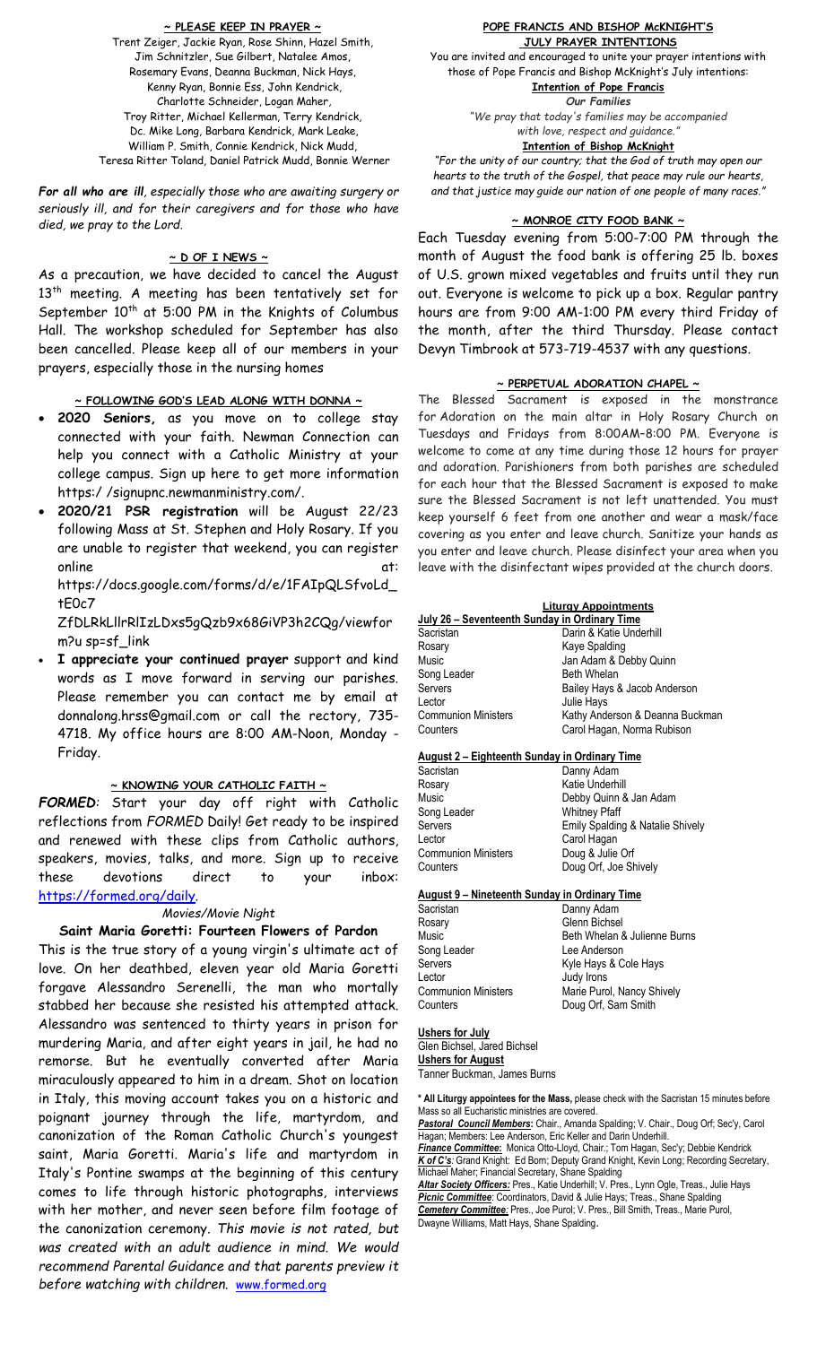## ~ PLEASE KEEP IN PRAYER ~

Trent Zeiger, Jackie Ryan, Rose Shinn, Hazel Smith, Jim Schnitzler, Sue Gilbert, Natalee Amos, Rosemary Evans, Deanna Buckman, Nick Hays, Kenny Ryan, Bonnie Ess, John Kendrick, Charlotte Schneider, Logan Maher, Troy Ritter, Michael Kellerman, Terry Kendrick, Dc. Mike Long, Barbara Kendrick, Mark Leake, William P. Smith, Connie Kendrick, Nick Mudd, Teresa Ritter Toland, Daniel Patrick Mudd, Bonnie Werner

***For all who are ill**, especially those who are awaiting surgery or seriously ill, and for their caregivers and for those who have died, we pray to the Lord.*

## ~ D OF I NEWS ~

As a precaution, we have decided to cancel the August 13th meeting. A meeting has been tentatively set for September 10th at 5:00 PM in the Knights of Columbus Hall. The workshop scheduled for September has also been cancelled. Please keep all of our members in your prayers, especially those in the nursing homes

## ~ FOLLOWING GOD'S LEAD ALONG WITH DONNA ~

- **2020 Seniors,** as you move on to college stay connected with your faith. Newman Connection can help you connect with a Catholic Ministry at your college campus. Sign up here to get more information https:/ /signupnc.newmanministry.com/.
- **2020/21 PSR registration** will be August 22/23 following Mass at St. Stephen and Holy Rosary. If you are unable to register that weekend, you can register online at: https://docs.google.com/forms/d/e/1FAIpQLSfvoLd_tE0c7 ZfDLRkLllrRlIzLDxs5gQzb9x68GiVP3h2CQg/viewform?u sp=sf_link
- **I appreciate your continued prayer** support and kind words as I move forward in serving our parishes. Please remember you can contact me by email at donnalong.hrss@gmail.com or call the rectory, 735-4718. My office hours are 8:00 AM-Noon, Monday - Friday.

## ~ KNOWING YOUR CATHOLIC FAITH ~

***FORMED**: Start your day off right with Catholic reflections from FORMED Daily! Get ready to be inspired and renewed with these clips from Catholic authors, speakers, movies, talks, and more. Sign up to receive these devotions direct to your inbox: https://formed.org/daily.*

*Movies/Movie Night*

**Saint Maria Goretti: Fourteen Flowers of Pardon**

This is the true story of a young virgin's ultimate act of love. On her deathbed, eleven year old Maria Goretti forgave Alessandro Serenelli, the man who mortally stabbed her because she resisted his attempted attack. Alessandro was sentenced to thirty years in prison for murdering Maria, and after eight years in jail, he had no remorse. But he eventually converted after Maria miraculously appeared to him in a dream. Shot on location in Italy, this moving account takes you on a historic and poignant journey through the life, martyrdom, and canonization of the Roman Catholic Church's youngest saint, Maria Goretti. Maria's life and martyrdom in Italy's Pontine swamps at the beginning of this century comes to life through historic photographs, interviews with her mother, and never seen before film footage of the canonization ceremony. *This movie is not rated, but was created with an adult audience in mind. We would recommend Parental Guidance and that parents preview it before watching with children.* www.formed.org

## POPE FRANCIS AND BISHOP McKNIGHT'S JULY PRAYER INTENTIONS

You are invited and encouraged to unite your prayer intentions with those of Pope Francis and Bishop McKnight's July intentions:

**Intention of Pope Francis**

***Our Families***

*"We pray that today's families may be accompanied with love, respect and guidance."*

**Intention of Bishop McKnight**

*"For the unity of our country; that the God of truth may open our hearts to the truth of the Gospel, that peace may rule our hearts, and that justice may guide our nation of one people of many races."*

## ~ MONROE CITY FOOD BANK ~

Each Tuesday evening from 5:00-7:00 PM through the month of August the food bank is offering 25 lb. boxes of U.S. grown mixed vegetables and fruits until they run out. Everyone is welcome to pick up a box. Regular pantry hours are from 9:00 AM-1:00 PM every third Friday of the month, after the third Thursday. Please contact Devyn Timbrook at 573-719-4537 with any questions.

## ~ PERPETUAL ADORATION CHAPEL ~

The Blessed Sacrament is exposed in the monstrance for Adoration on the main altar in Holy Rosary Church on Tuesdays and Fridays from 8:00AM–8:00 PM. Everyone is welcome to come at any time during those 12 hours for prayer and adoration. Parishioners from both parishes are scheduled for each hour that the Blessed Sacrament is exposed to make sure the Blessed Sacrament is not left unattended. You must keep yourself 6 feet from one another and wear a mask/face covering as you enter and leave church. Sanitize your hands as you enter and leave church. Please disinfect your area when you leave with the disinfectant wipes provided at the church doors.

## Liturgy Appointments

**July 26 – Seventeenth Sunday in Ordinary Time**

| | |
|---|---|
| Sacristan | Darin & Katie Underhill |
| Rosary | Kaye Spalding |
| Music | Jan Adam & Debby Quinn |
| Song Leader | Beth Whelan |
| Servers | Bailey Hays & Jacob Anderson |
| Lector | Julie Hays |
| Communion Ministers | Kathy Anderson & Deanna Buckman |
| Counters | Carol Hagan, Norma Rubison |

**August 2 – Eighteenth Sunday in Ordinary Time**

| | |
|---|---|
| Sacristan | Danny Adam |
| Rosary | Katie Underhill |
| Music | Debby Quinn & Jan Adam |
| Song Leader | Whitney Pfaff |
| Servers | Emily Spalding & Natalie Shively |
| Lector | Carol Hagan |
| Communion Ministers | Doug & Julie Orf |
| Counters | Doug Orf, Joe Shively |

**August 9 – Nineteenth Sunday in Ordinary Time**

| | |
|---|---|
| Sacristan | Danny Adam |
| Rosary | Glenn Bichsel |
| Music | Beth Whelan & Julienne Burns |
| Song Leader | Lee Anderson |
| Servers | Kyle Hays & Cole Hays |
| Lector | Judy Irons |
| Communion Ministers | Marie Purol, Nancy Shively |
| Counters | Doug Orf, Sam Smith |

**Ushers for July**
Glen Bichsel, Jared Bichsel
**Ushers for August**
Tanner Buckman, James Burns

**\* All Liturgy appointees for the Mass,** please check with the Sacristan 15 minutes before Mass so all Eucharistic ministries are covered.

***Pastoral Council Members:*** Chair., Amanda Spalding; V. Chair., Doug Orf; Sec'y, Carol Hagan; Members: Lee Anderson, Eric Keller and Darin Underhill.

***Finance Committee:*** Monica Otto-Lloyd, Chair.; Tom Hagan, Sec'y; Debbie Kendrick

***K of C's:*** Grand Knight: Ed Born; Deputy Grand Knight, Kevin Long; Recording Secretary, Michael Maher; Financial Secretary, Shane Spalding

***Altar Society Officers:*** Pres., Katie Underhill; V. Pres., Lynn Ogle, Treas., Julie Hays

***Picnic Committee:*** Coordinators, David & Julie Hays; Treas., Shane Spalding

***Cemetery Committee:*** Pres., Joe Purol; V. Pres., Bill Smith, Treas., Marie Purol, Dwayne Williams, Matt Hays, Shane Spalding.